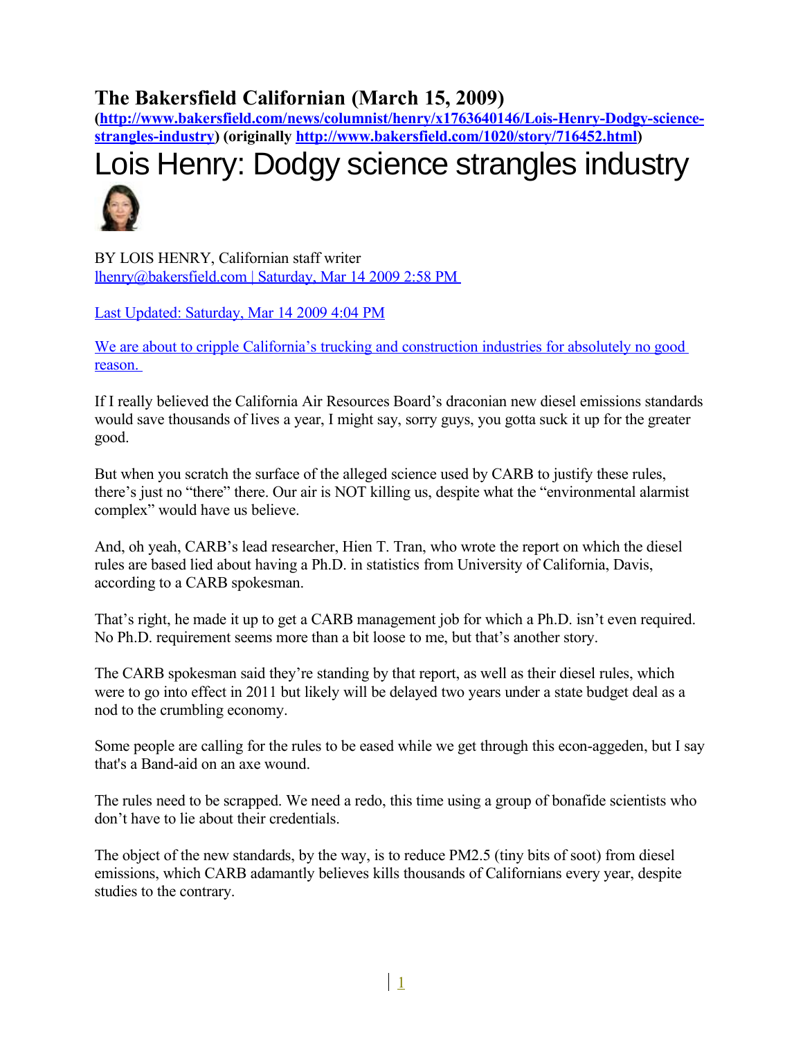## The Bakersfield Californian (March 15, 2009)

**(http://www.bakersfield.com/news/columnist/henry/x1763640146/Lois-Henry-Dodgy-science-strangles-industry) (originally http://www.bakersfield.com/1020/story/716452.html)**

# Lois Henry: Dodgy science strangles industry

BY LOIS HENRY, Californian staff writer
lhenry@bakersfield.com | Saturday, Mar 14 2009 2:58 PM

Last Updated: Saturday, Mar 14 2009 4:04 PM

We are about to cripple California's trucking and construction industries for absolutely no good reason.

If I really believed the California Air Resources Board's draconian new diesel emissions standards would save thousands of lives a year, I might say, sorry guys, you gotta suck it up for the greater good.

But when you scratch the surface of the alleged science used by CARB to justify these rules, there's just no "there" there. Our air is NOT killing us, despite what the "environmental alarmist complex" would have us believe.

And, oh yeah, CARB's lead researcher, Hien T. Tran, who wrote the report on which the diesel rules are based lied about having a Ph.D. in statistics from University of California, Davis, according to a CARB spokesman.

That's right, he made it up to get a CARB management job for which a Ph.D. isn't even required. No Ph.D. requirement seems more than a bit loose to me, but that's another story.

The CARB spokesman said they're standing by that report, as well as their diesel rules, which were to go into effect in 2011 but likely will be delayed two years under a state budget deal as a nod to the crumbling economy.

Some people are calling for the rules to be eased while we get through this econ-aggeden, but I say that's a Band-aid on an axe wound.

The rules need to be scrapped. We need a redo, this time using a group of bonafide scientists who don't have to lie about their credentials.

The object of the new standards, by the way, is to reduce PM2.5 (tiny bits of soot) from diesel emissions, which CARB adamantly believes kills thousands of Californians every year, despite studies to the contrary.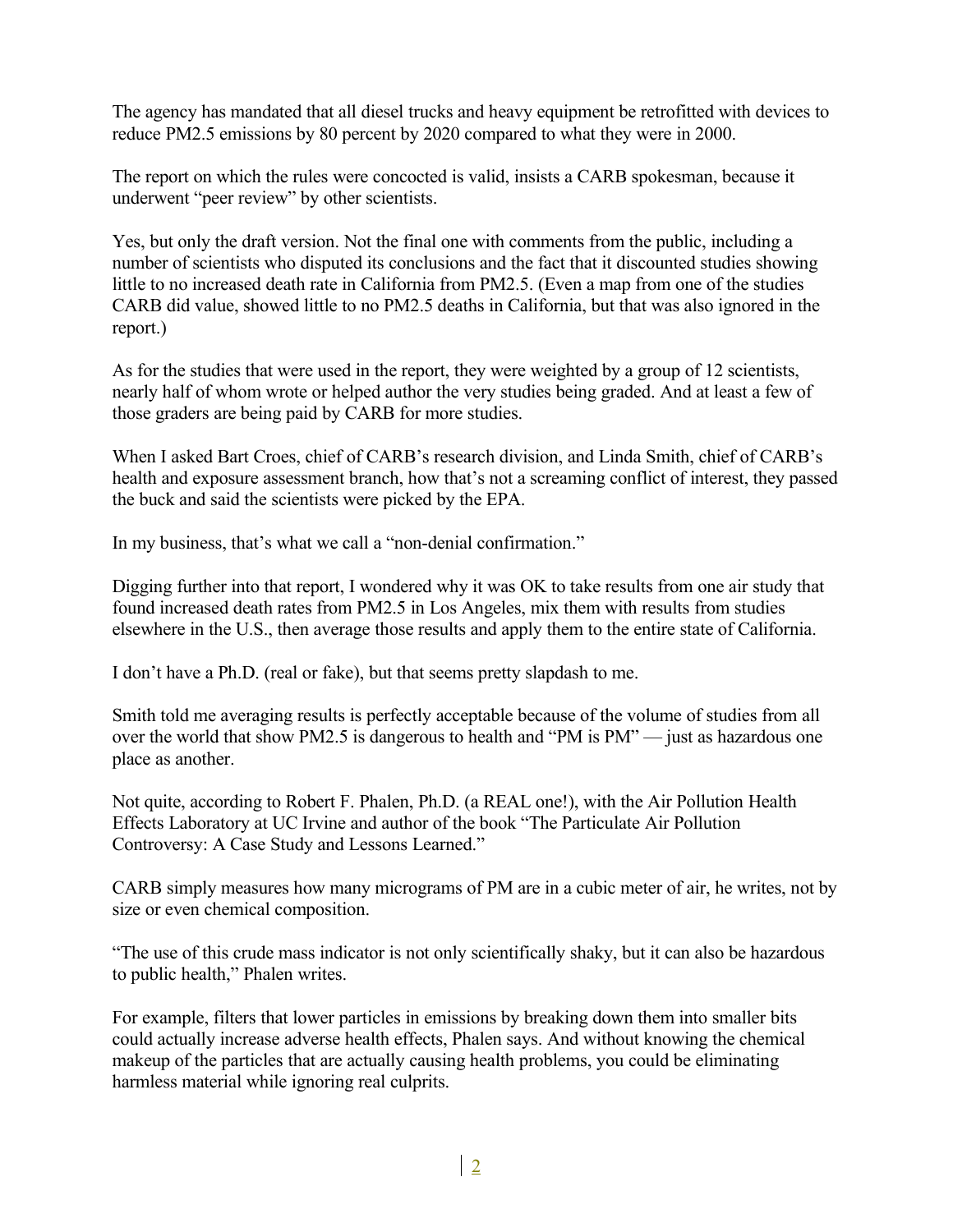The agency has mandated that all diesel trucks and heavy equipment be retrofitted with devices to reduce PM2.5 emissions by 80 percent by 2020 compared to what they were in 2000.

The report on which the rules were concocted is valid, insists a CARB spokesman, because it underwent "peer review" by other scientists.

Yes, but only the draft version. Not the final one with comments from the public, including a number of scientists who disputed its conclusions and the fact that it discounted studies showing little to no increased death rate in California from PM2.5. (Even a map from one of the studies CARB did value, showed little to no PM2.5 deaths in California, but that was also ignored in the report.)

As for the studies that were used in the report, they were weighted by a group of 12 scientists, nearly half of whom wrote or helped author the very studies being graded. And at least a few of those graders are being paid by CARB for more studies.

When I asked Bart Croes, chief of CARB's research division, and Linda Smith, chief of CARB's health and exposure assessment branch, how that's not a screaming conflict of interest, they passed the buck and said the scientists were picked by the EPA.

In my business, that's what we call a "non-denial confirmation."

Digging further into that report, I wondered why it was OK to take results from one air study that found increased death rates from PM2.5 in Los Angeles, mix them with results from studies elsewhere in the U.S., then average those results and apply them to the entire state of California.

I don't have a Ph.D. (real or fake), but that seems pretty slapdash to me.

Smith told me averaging results is perfectly acceptable because of the volume of studies from all over the world that show PM2.5 is dangerous to health and "PM is PM" — just as hazardous one place as another.

Not quite, according to Robert F. Phalen, Ph.D. (a REAL one!), with the Air Pollution Health Effects Laboratory at UC Irvine and author of the book "The Particulate Air Pollution Controversy: A Case Study and Lessons Learned."

CARB simply measures how many micrograms of PM are in a cubic meter of air, he writes, not by size or even chemical composition.

"The use of this crude mass indicator is not only scientifically shaky, but it can also be hazardous to public health," Phalen writes.

For example, filters that lower particles in emissions by breaking down them into smaller bits could actually increase adverse health effects, Phalen says. And without knowing the chemical makeup of the particles that are actually causing health problems, you could be eliminating harmless material while ignoring real culprits.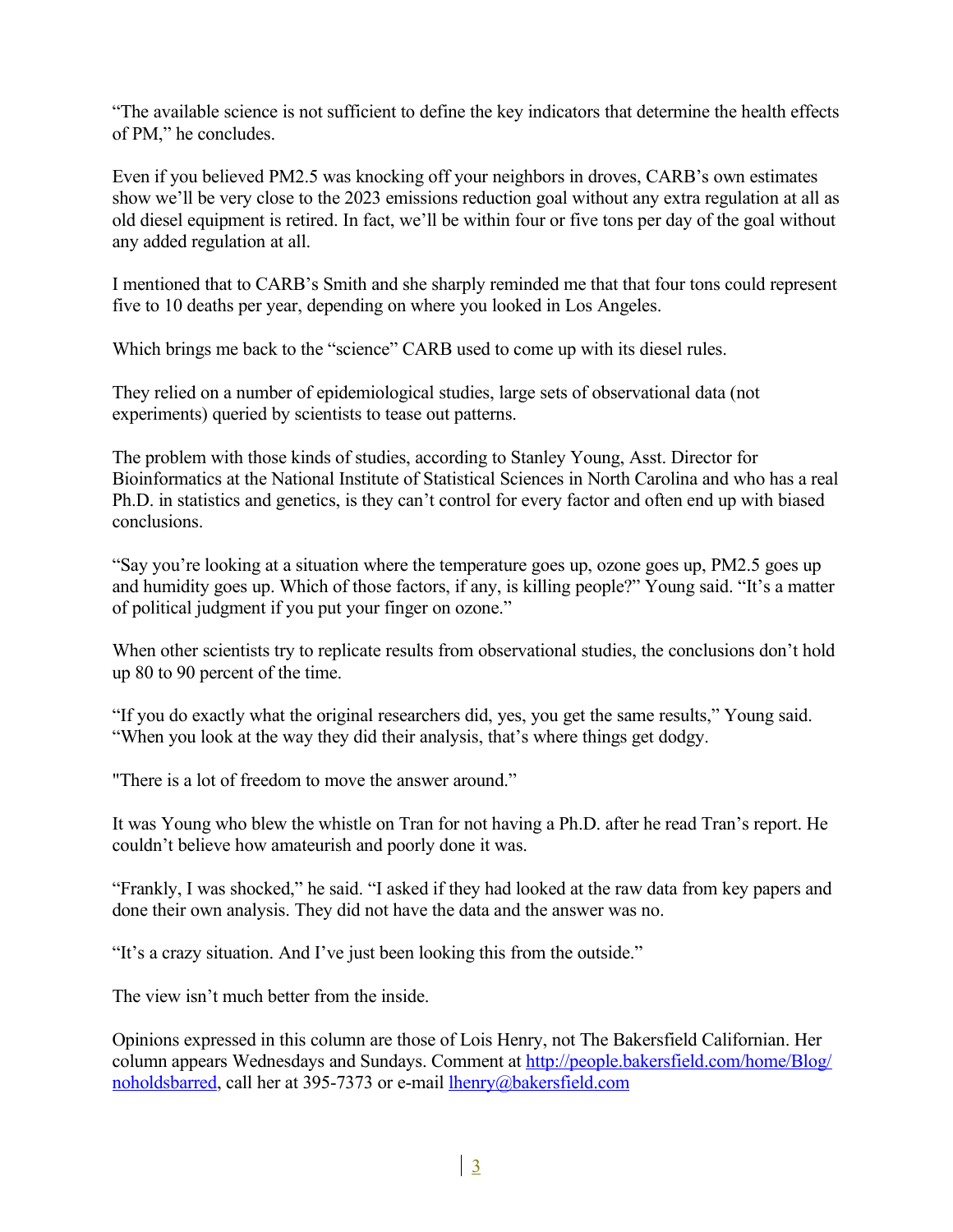"The available science is not sufficient to define the key indicators that determine the health effects of PM," he concludes.

Even if you believed PM2.5 was knocking off your neighbors in droves, CARB's own estimates show we'll be very close to the 2023 emissions reduction goal without any extra regulation at all as old diesel equipment is retired. In fact, we'll be within four or five tons per day of the goal without any added regulation at all.

I mentioned that to CARB's Smith and she sharply reminded me that that four tons could represent five to 10 deaths per year, depending on where you looked in Los Angeles.

Which brings me back to the "science" CARB used to come up with its diesel rules.

They relied on a number of epidemiological studies, large sets of observational data (not experiments) queried by scientists to tease out patterns.

The problem with those kinds of studies, according to Stanley Young, Asst. Director for Bioinformatics at the National Institute of Statistical Sciences in North Carolina and who has a real Ph.D. in statistics and genetics, is they can't control for every factor and often end up with biased conclusions.

"Say you're looking at a situation where the temperature goes up, ozone goes up, PM2.5 goes up and humidity goes up. Which of those factors, if any, is killing people?" Young said. "It's a matter of political judgment if you put your finger on ozone."

When other scientists try to replicate results from observational studies, the conclusions don't hold up 80 to 90 percent of the time.

"If you do exactly what the original researchers did, yes, you get the same results," Young said. "When you look at the way they did their analysis, that's where things get dodgy.

"There is a lot of freedom to move the answer around."

It was Young who blew the whistle on Tran for not having a Ph.D. after he read Tran's report. He couldn't believe how amateurish and poorly done it was.

"Frankly, I was shocked," he said. "I asked if they had looked at the raw data from key papers and done their own analysis. They did not have the data and the answer was no.

"It's a crazy situation. And I've just been looking this from the outside."

The view isn't much better from the inside.

Opinions expressed in this column are those of Lois Henry, not The Bakersfield Californian. Her column appears Wednesdays and Sundays. Comment at [http://people.bakersfield.com/home/Blog/noholdsbarred](http://people.bakersfield.com/home/Blog/noholdsbarred), call her at 395-7373 or e-mail [lhenry@bakersfield.com](mailto:lhenry@bakersfield.com)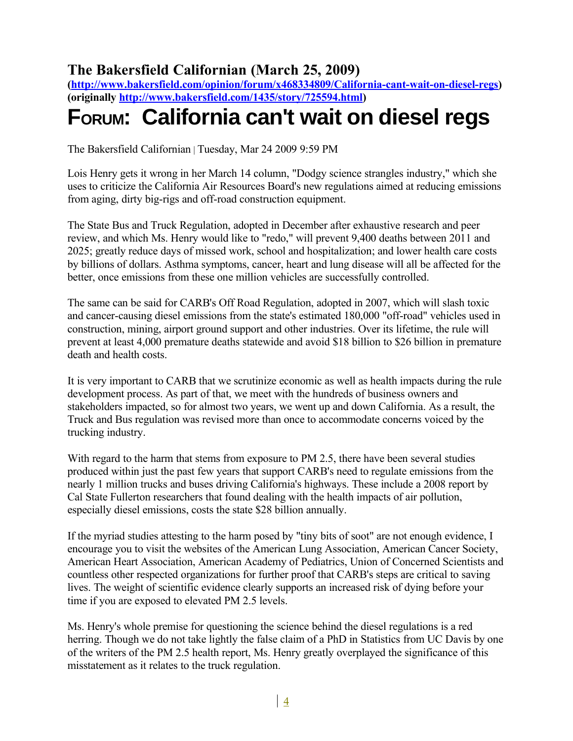## The Bakersfield Californian (March 25, 2009)

**(http://www.bakersfield.com/opinion/forum/x468334809/California-cant-wait-on-diesel-regs)**
**(originally http://www.bakersfield.com/1435/story/725594.html)**

# FORUM: California can't wait on diesel regs

The Bakersfield Californian | Tuesday, Mar 24 2009 9:59 PM

Lois Henry gets it wrong in her March 14 column, "Dodgy science strangles industry," which she uses to criticize the California Air Resources Board's new regulations aimed at reducing emissions from aging, dirty big-rigs and off-road construction equipment.

The State Bus and Truck Regulation, adopted in December after exhaustive research and peer review, and which Ms. Henry would like to "redo," will prevent 9,400 deaths between 2011 and 2025; greatly reduce days of missed work, school and hospitalization; and lower health care costs by billions of dollars. Asthma symptoms, cancer, heart and lung disease will all be affected for the better, once emissions from these one million vehicles are successfully controlled.

The same can be said for CARB's Off Road Regulation, adopted in 2007, which will slash toxic and cancer-causing diesel emissions from the state's estimated 180,000 "off-road" vehicles used in construction, mining, airport ground support and other industries. Over its lifetime, the rule will prevent at least 4,000 premature deaths statewide and avoid \$18 billion to \$26 billion in premature death and health costs.

It is very important to CARB that we scrutinize economic as well as health impacts during the rule development process. As part of that, we meet with the hundreds of business owners and stakeholders impacted, so for almost two years, we went up and down California. As a result, the Truck and Bus regulation was revised more than once to accommodate concerns voiced by the trucking industry.

With regard to the harm that stems from exposure to PM 2.5, there have been several studies produced within just the past few years that support CARB's need to regulate emissions from the nearly 1 million trucks and buses driving California's highways. These include a 2008 report by Cal State Fullerton researchers that found dealing with the health impacts of air pollution, especially diesel emissions, costs the state \$28 billion annually.

If the myriad studies attesting to the harm posed by "tiny bits of soot" are not enough evidence, I encourage you to visit the websites of the American Lung Association, American Cancer Society, American Heart Association, American Academy of Pediatrics, Union of Concerned Scientists and countless other respected organizations for further proof that CARB's steps are critical to saving lives. The weight of scientific evidence clearly supports an increased risk of dying before your time if you are exposed to elevated PM 2.5 levels.

Ms. Henry's whole premise for questioning the science behind the diesel regulations is a red herring. Though we do not take lightly the false claim of a PhD in Statistics from UC Davis by one of the writers of the PM 2.5 health report, Ms. Henry greatly overplayed the significance of this misstatement as it relates to the truck regulation.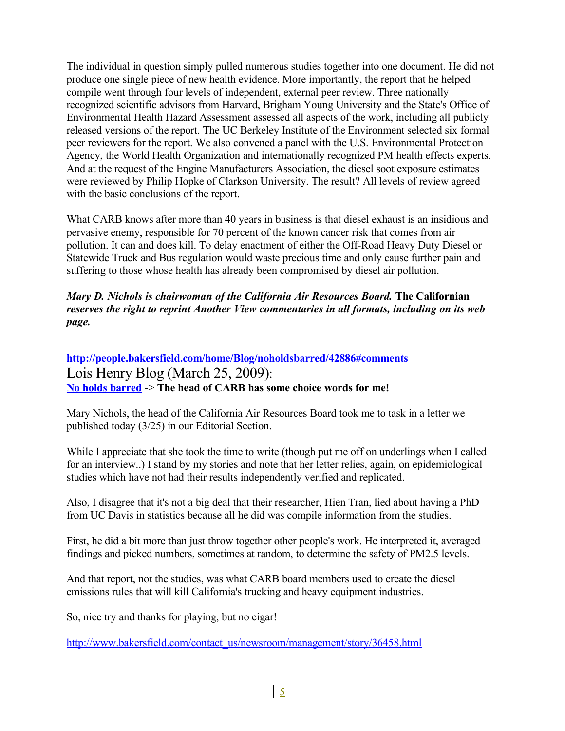The individual in question simply pulled numerous studies together into one document. He did not produce one single piece of new health evidence. More importantly, the report that he helped compile went through four levels of independent, external peer review. Three nationally recognized scientific advisors from Harvard, Brigham Young University and the State's Office of Environmental Health Hazard Assessment assessed all aspects of the work, including all publicly released versions of the report. The UC Berkeley Institute of the Environment selected six formal peer reviewers for the report. We also convened a panel with the U.S. Environmental Protection Agency, the World Health Organization and internationally recognized PM health effects experts. And at the request of the Engine Manufacturers Association, the diesel soot exposure estimates were reviewed by Philip Hopke of Clarkson University. The result? All levels of review agreed with the basic conclusions of the report.

What CARB knows after more than 40 years in business is that diesel exhaust is an insidious and pervasive enemy, responsible for 70 percent of the known cancer risk that comes from air pollution. It can and does kill. To delay enactment of either the Off-Road Heavy Duty Diesel or Statewide Truck and Bus regulation would waste precious time and only cause further pain and suffering to those whose health has already been compromised by diesel air pollution.

***Mary D. Nichols is chairwoman of the California Air Resources Board.* The Californian *reserves the right to reprint Another View commentaries in all formats, including on its web page.***

**http://people.bakersfield.com/home/Blog/noholdsbarred/42886#comments**

## Lois Henry Blog (March 25, 2009):

**No holds barred -> The head of CARB has some choice words for me!**

Mary Nichols, the head of the California Air Resources Board took me to task in a letter we published today (3/25) in our Editorial Section.

While I appreciate that she took the time to write (though put me off on underlings when I called for an interview..) I stand by my stories and note that her letter relies, again, on epidemiological studies which have not had their results independently verified and replicated.

Also, I disagree that it's not a big deal that their researcher, Hien Tran, lied about having a PhD from UC Davis in statistics because all he did was compile information from the studies.

First, he did a bit more than just throw together other people's work. He interpreted it, averaged findings and picked numbers, sometimes at random, to determine the safety of PM2.5 levels.

And that report, not the studies, was what CARB board members used to create the diesel emissions rules that will kill California's trucking and heavy equipment industries.

So, nice try and thanks for playing, but no cigar!

http://www.bakersfield.com/contact_us/newsroom/management/story/36458.html